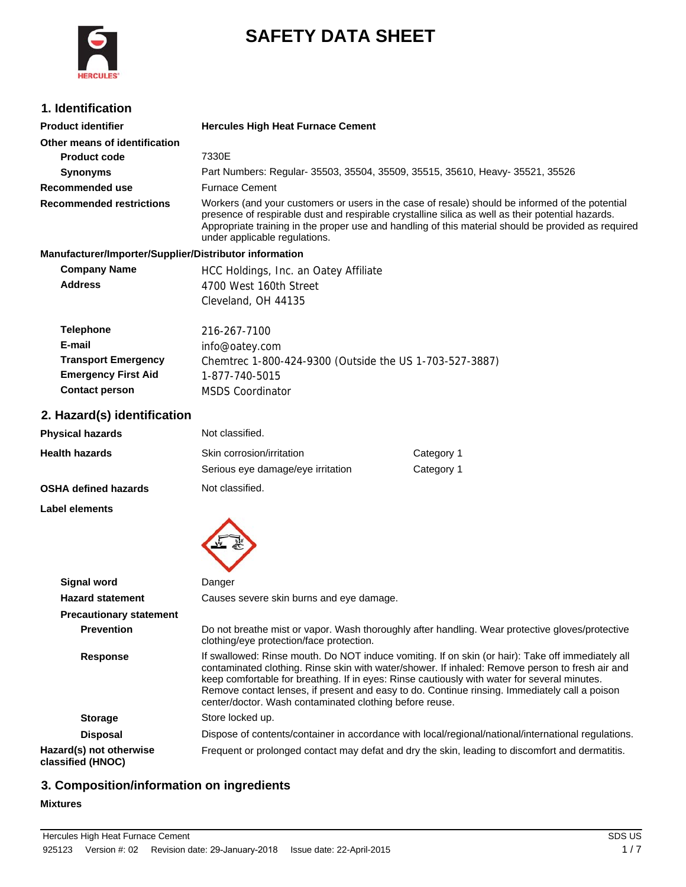# SAFETY DATA SHEET

## 1. Identification

**Product identifier** **Hercules High Heat Furnace Cement**

**Other means of identification**

**Product code** 7330E

**Synonyms** Part Numbers: Regular- 35503, 35504, 35509, 35515, 35610, Heavy- 35521, 35526

**Recommended use** Furnace Cement

**Recommended restrictions** Workers (and your customers or users in the case of resale) should be informed of the potential presence of respirable dust and respirable crystalline silica as well as their potential hazards. Appropriate training in the proper use and handling of this material should be provided as required under applicable regulations.

**Manufacturer/Importer/Supplier/Distributor information**

**Company Name** HCC Holdings, Inc. an Oatey Affiliate

**Address** 4700 West 160th Street
Cleveland, OH 44135

**Telephone** 216-267-7100

**E-mail** info@oatey.com

**Transport Emergency** Chemtrec 1-800-424-9300 (Outside the US 1-703-527-3887)

**Emergency First Aid** 1-877-740-5015

**Contact person** MSDS Coordinator

## 2. Hazard(s) identification

**Physical hazards** Not classified.

**Health hazards**

| | |
|---|---|
| Skin corrosion/irritation | Category 1 |
| Serious eye damage/eye irritation | Category 1 |

**OSHA defined hazards** Not classified.

**Label elements**

**Signal word** Danger

**Hazard statement** Causes severe skin burns and eye damage.

**Precautionary statement**

**Prevention** Do not breathe mist or vapor. Wash thoroughly after handling. Wear protective gloves/protective clothing/eye protection/face protection.

**Response** If swallowed: Rinse mouth. Do NOT induce vomiting. If on skin (or hair): Take off immediately all contaminated clothing. Rinse skin with water/shower. If inhaled: Remove person to fresh air and keep comfortable for breathing. If in eyes: Rinse cautiously with water for several minutes. Remove contact lenses, if present and easy to do. Continue rinsing. Immediately call a poison center/doctor. Wash contaminated clothing before reuse.

**Storage** Store locked up.

**Disposal** Dispose of contents/container in accordance with local/regional/national/international regulations.

**Hazard(s) not otherwise classified (HNOC)** Frequent or prolonged contact may defat and dry the skin, leading to discomfort and dermatitis.

## 3. Composition/information on ingredients

**Mixtures**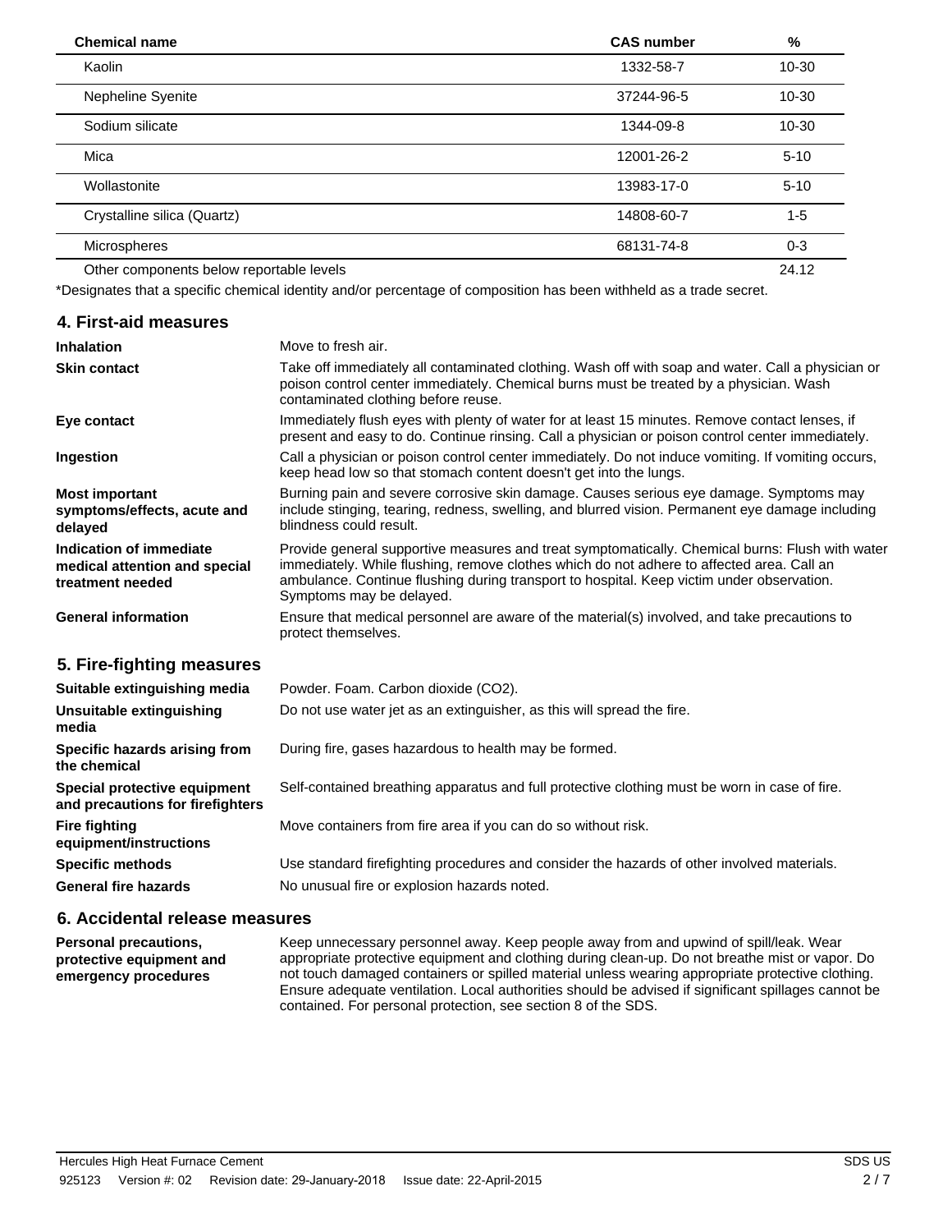| Chemical name | CAS number | % |
| --- | --- | --- |
| Kaolin | 1332-58-7 | 10-30 |
| Nepheline Syenite | 37244-96-5 | 10-30 |
| Sodium silicate | 1344-09-8 | 10-30 |
| Mica | 12001-26-2 | 5-10 |
| Wollastonite | 13983-17-0 | 5-10 |
| Crystalline silica (Quartz) | 14808-60-7 | 1-5 |
| Microspheres | 68131-74-8 | 0-3 |
| Other components below reportable levels | | 24.12 |

*Designates that a specific chemical identity and/or percentage of composition has been withheld as a trade secret.

## 4. First-aid measures

| | |
| --- | --- |
| **Inhalation** | Move to fresh air. |
| **Skin contact** | Take off immediately all contaminated clothing. Wash off with soap and water. Call a physician or poison control center immediately. Chemical burns must be treated by a physician. Wash contaminated clothing before reuse. |
| **Eye contact** | Immediately flush eyes with plenty of water for at least 15 minutes. Remove contact lenses, if present and easy to do. Continue rinsing. Call a physician or poison control center immediately. |
| **Ingestion** | Call a physician or poison control center immediately. Do not induce vomiting. If vomiting occurs, keep head low so that stomach content doesn't get into the lungs. |
| **Most important symptoms/effects, acute and delayed** | Burning pain and severe corrosive skin damage. Causes serious eye damage. Symptoms may include stinging, tearing, redness, swelling, and blurred vision. Permanent eye damage including blindness could result. |
| **Indication of immediate medical attention and special treatment needed** | Provide general supportive measures and treat symptomatically. Chemical burns: Flush with water immediately. While flushing, remove clothes which do not adhere to affected area. Call an ambulance. Continue flushing during transport to hospital. Keep victim under observation. Symptoms may be delayed. |
| **General information** | Ensure that medical personnel are aware of the material(s) involved, and take precautions to protect themselves. |

## 5. Fire-fighting measures

| | |
| --- | --- |
| **Suitable extinguishing media** | Powder. Foam. Carbon dioxide ($CO_2$). |
| **Unsuitable extinguishing media** | Do not use water jet as an extinguisher, as this will spread the fire. |
| **Specific hazards arising from the chemical** | During fire, gases hazardous to health may be formed. |
| **Special protective equipment and precautions for firefighters** | Self-contained breathing apparatus and full protective clothing must be worn in case of fire. |
| **Fire fighting equipment/instructions** | Move containers from fire area if you can do so without risk. |
| **Specific methods** | Use standard firefighting procedures and consider the hazards of other involved materials. |
| **General fire hazards** | No unusual fire or explosion hazards noted. |

## 6. Accidental release measures

| | |
| --- | --- |
| **Personal precautions, protective equipment and emergency procedures** | Keep unnecessary personnel away. Keep people away from and upwind of spill/leak. Wear appropriate protective equipment and clothing during clean-up. Do not breathe mist or vapor. Do not touch damaged containers or spilled material unless wearing appropriate protective clothing. Ensure adequate ventilation. Local authorities should be advised if significant spillages cannot be contained. For personal protection, see section 8 of the SDS. |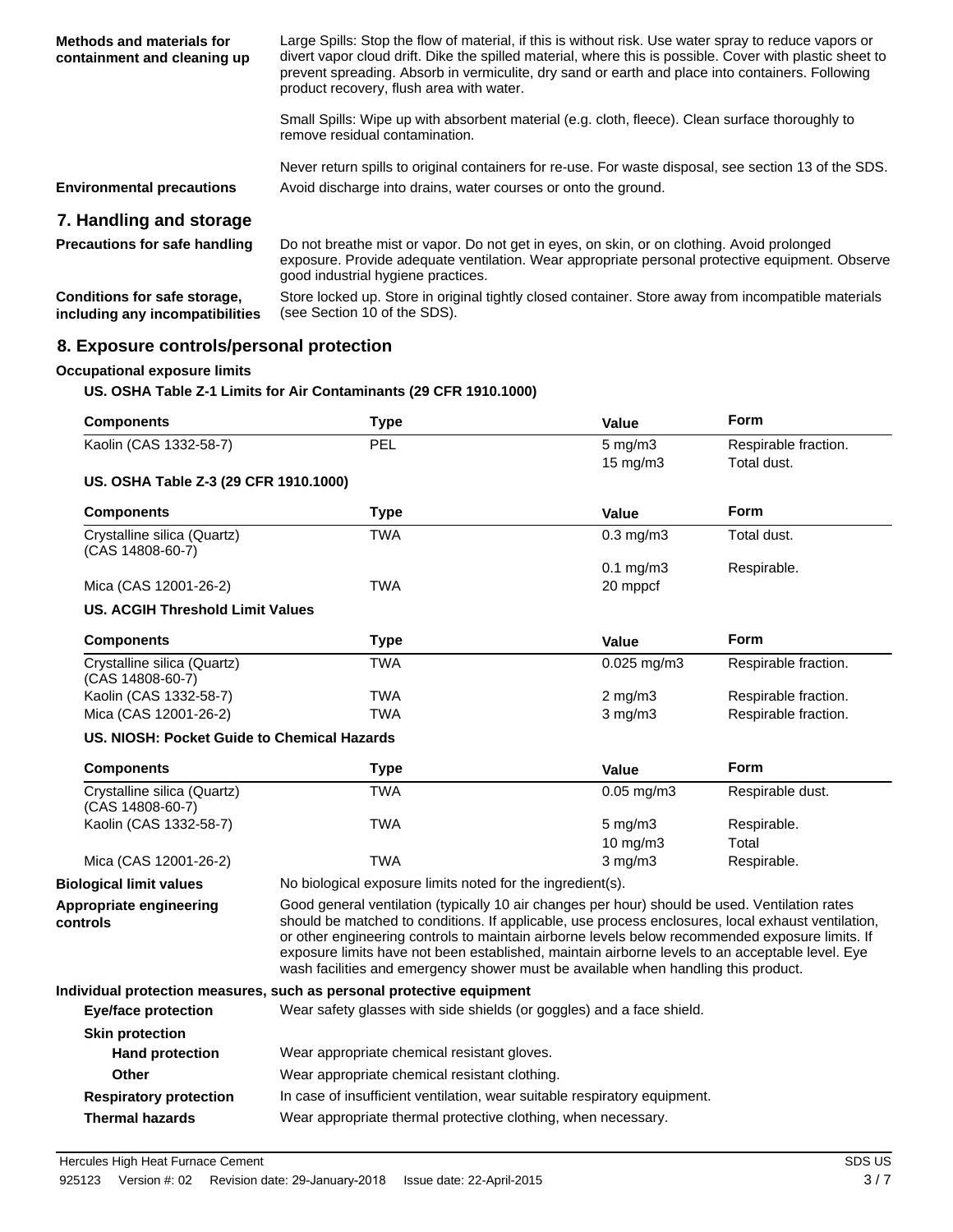**Methods and materials for containment and cleaning up**

Large Spills: Stop the flow of material, if this is without risk. Use water spray to reduce vapors or divert vapor cloud drift. Dike the spilled material, where this is possible. Cover with plastic sheet to prevent spreading. Absorb in vermiculite, dry sand or earth and place into containers. Following product recovery, flush area with water.

Small Spills: Wipe up with absorbent material (e.g. cloth, fleece). Clean surface thoroughly to remove residual contamination.

Never return spills to original containers for re-use. For waste disposal, see section 13 of the SDS.

**Environmental precautions**

Avoid discharge into drains, water courses or onto the ground.

## 7. Handling and storage

**Precautions for safe handling**

Do not breathe mist or vapor. Do not get in eyes, on skin, or on clothing. Avoid prolonged exposure. Provide adequate ventilation. Wear appropriate personal protective equipment. Observe good industrial hygiene practices.

**Conditions for safe storage, including any incompatibilities**

Store locked up. Store in original tightly closed container. Store away from incompatible materials (see Section 10 of the SDS).

## 8. Exposure controls/personal protection

**Occupational exposure limits**

**US. OSHA Table Z-1 Limits for Air Contaminants (29 CFR 1910.1000)**

| Components | Type | Value | Form |
|---|---|---|---|
| Kaolin (CAS 1332-58-7) | PEL | 5 mg/m3 | Respirable fraction. |
| | | 15 mg/m3 | Total dust. |

**US. OSHA Table Z-3 (29 CFR 1910.1000)**

| Components | Type | Value | Form |
|---|---|---|---|
| Crystalline silica (Quartz) (CAS 14808-60-7) | TWA | 0.3 mg/m3 | Total dust. |
| | | 0.1 mg/m3 | Respirable. |
| Mica (CAS 12001-26-2) | TWA | 20 mppcf | |

**US. ACGIH Threshold Limit Values**

| Components | Type | Value | Form |
|---|---|---|---|
| Crystalline silica (Quartz) (CAS 14808-60-7) | TWA | 0.025 mg/m3 | Respirable fraction. |
| Kaolin (CAS 1332-58-7) | TWA | 2 mg/m3 | Respirable fraction. |
| Mica (CAS 12001-26-2) | TWA | 3 mg/m3 | Respirable fraction. |

**US. NIOSH: Pocket Guide to Chemical Hazards**

| Components | Type | Value | Form |
|---|---|---|---|
| Crystalline silica (Quartz) (CAS 14808-60-7) | TWA | 0.05 mg/m3 | Respirable dust. |
| Kaolin (CAS 1332-58-7) | TWA | 5 mg/m3 | Respirable. |
| | | 10 mg/m3 | Total |
| Mica (CAS 12001-26-2) | TWA | 3 mg/m3 | Respirable. |

**Biological limit values**

No biological exposure limits noted for the ingredient(s).

**Appropriate engineering controls**

Good general ventilation (typically 10 air changes per hour) should be used. Ventilation rates should be matched to conditions. If applicable, use process enclosures, local exhaust ventilation, or other engineering controls to maintain airborne levels below recommended exposure limits. If exposure limits have not been established, maintain airborne levels to an acceptable level. Eye wash facilities and emergency shower must be available when handling this product.

**Individual protection measures, such as personal protective equipment**

**Eye/face protection**

Wear safety glasses with side shields (or goggles) and a face shield.

**Skin protection**

**Hand protection**

Wear appropriate chemical resistant gloves.

**Other**

Wear appropriate chemical resistant clothing.

**Respiratory protection**

In case of insufficient ventilation, wear suitable respiratory equipment.

**Thermal hazards**

Wear appropriate thermal protective clothing, when necessary.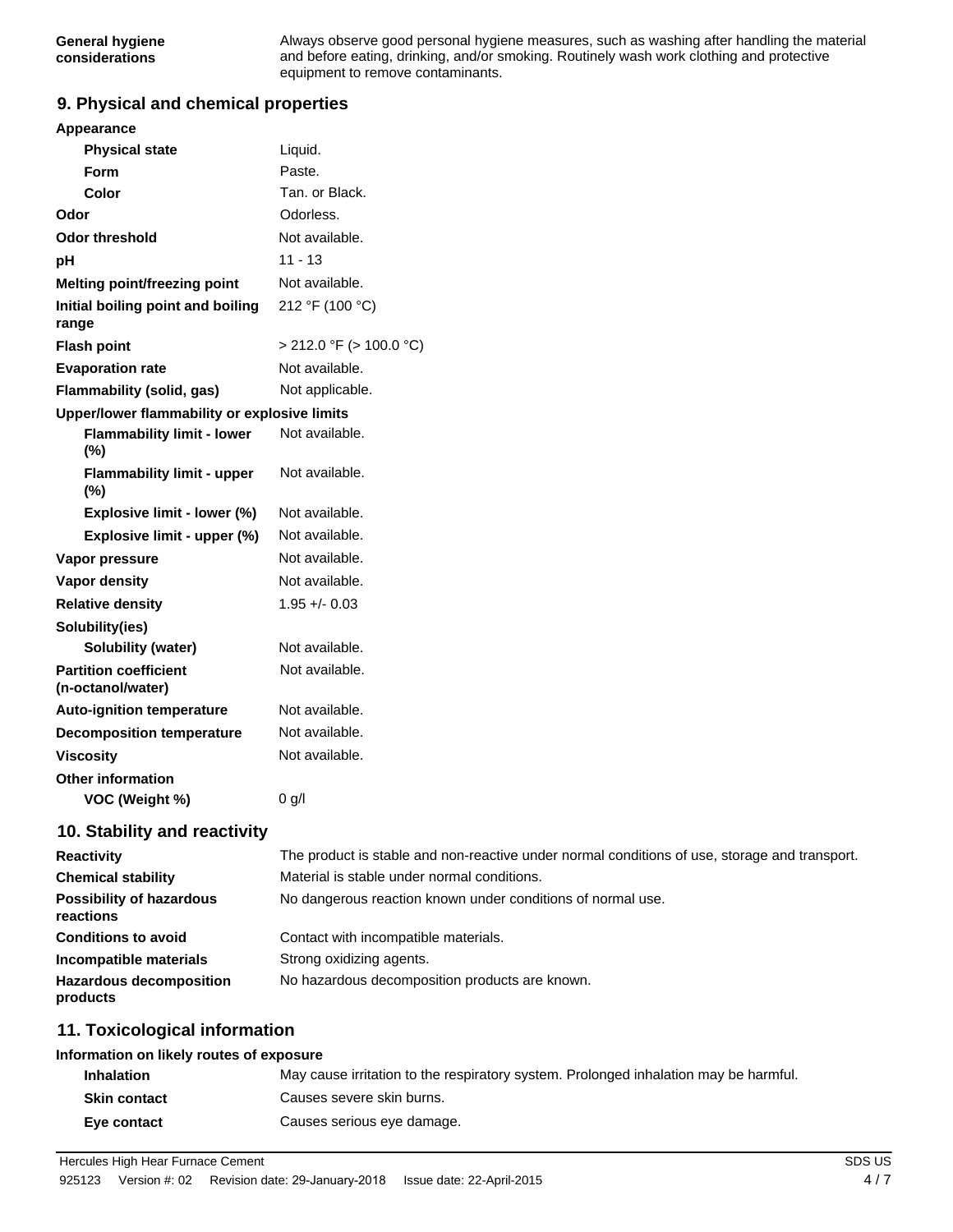| | |
|---|---|
| **General hygiene considerations** | Always observe good personal hygiene measures, such as washing after handling the material and before eating, drinking, and/or smoking. Routinely wash work clothing and protective equipment to remove contaminants. |

## 9. Physical and chemical properties

| | |
|---|---|
| **Appearance** | |
| **Physical state** | Liquid. |
| **Form** | Paste. |
| **Color** | Tan. or Black. |
| **Odor** | Odorless. |
| **Odor threshold** | Not available. |
| **pH** | 11 - 13 |
| **Melting point/freezing point** | Not available. |
| **Initial boiling point and boiling range** | 212 °F (100 °C) |
| **Flash point** | > 212.0 °F (> 100.0 °C) |
| **Evaporation rate** | Not available. |
| **Flammability (solid, gas)** | Not applicable. |
| **Upper/lower flammability or explosive limits** | |
| **Flammability limit - lower (%)** | Not available. |
| **Flammability limit - upper (%)** | Not available. |
| **Explosive limit - lower (%)** | Not available. |
| **Explosive limit - upper (%)** | Not available. |
| **Vapor pressure** | Not available. |
| **Vapor density** | Not available. |
| **Relative density** | 1.95 +/- 0.03 |
| **Solubility(ies)** | |
| **Solubility (water)** | Not available. |
| **Partition coefficient (n-octanol/water)** | Not available. |
| **Auto-ignition temperature** | Not available. |
| **Decomposition temperature** | Not available. |
| **Viscosity** | Not available. |
| **Other information** | |
| **VOC (Weight %)** | 0 g/l |

## 10. Stability and reactivity

| | |
|---|---|
| **Reactivity** | The product is stable and non-reactive under normal conditions of use, storage and transport. |
| **Chemical stability** | Material is stable under normal conditions. |
| **Possibility of hazardous reactions** | No dangerous reaction known under conditions of normal use. |
| **Conditions to avoid** | Contact with incompatible materials. |
| **Incompatible materials** | Strong oxidizing agents. |
| **Hazardous decomposition products** | No hazardous decomposition products are known. |

## 11. Toxicological information

**Information on likely routes of exposure**

| | |
|---|---|
| **Inhalation** | May cause irritation to the respiratory system. Prolonged inhalation may be harmful. |
| **Skin contact** | Causes severe skin burns. |
| **Eye contact** | Causes serious eye damage. |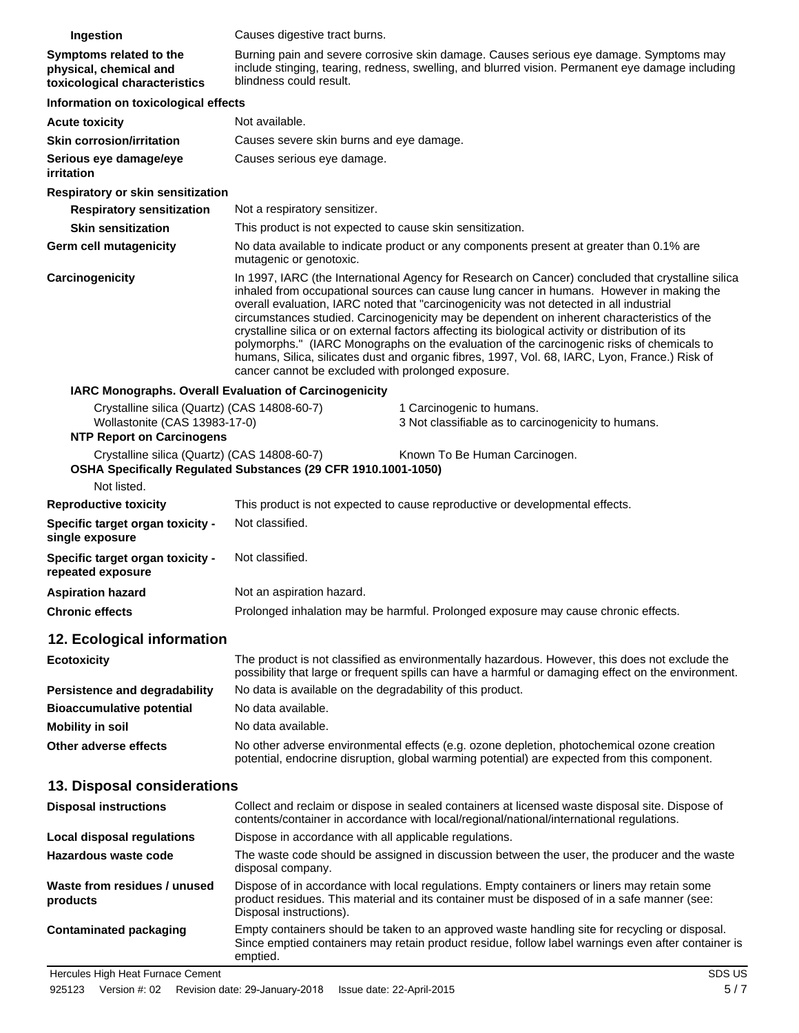**Ingestion** Causes digestive tract burns.

**Symptoms related to the physical, chemical and toxicological characteristics** Burning pain and severe corrosive skin damage. Causes serious eye damage. Symptoms may include stinging, tearing, redness, swelling, and blurred vision. Permanent eye damage including blindness could result.

**Information on toxicological effects**

**Acute toxicity** Not available.

**Skin corrosion/irritation** Causes severe skin burns and eye damage.

**Serious eye damage/eye irritation** Causes serious eye damage.

**Respiratory or skin sensitization**

**Respiratory sensitization** Not a respiratory sensitizer.

**Skin sensitization** This product is not expected to cause skin sensitization.

**Germ cell mutagenicity** No data available to indicate product or any components present at greater than 0.1% are mutagenic or genotoxic.

**Carcinogenicity** In 1997, IARC (the International Agency for Research on Cancer) concluded that crystalline silica inhaled from occupational sources can cause lung cancer in humans. However in making the overall evaluation, IARC noted that "carcinogenicity was not detected in all industrial circumstances studied. Carcinogenicity may be dependent on inherent characteristics of the crystalline silica or on external factors affecting its biological activity or distribution of its polymorphs." (IARC Monographs on the evaluation of the carcinogenic risks of chemicals to humans, Silica, silicates dust and organic fibres, 1997, Vol. 68, IARC, Lyon, France.) Risk of cancer cannot be excluded with prolonged exposure.

**IARC Monographs. Overall Evaluation of Carcinogenicity**

| | |
|---|---|
| Crystalline silica (Quartz) (CAS 14808-60-7) | 1 Carcinogenic to humans. |
| Wollastonite (CAS 13983-17-0) | 3 Not classifiable as to carcinogenicity to humans. |

**NTP Report on Carcinogens**

| | |
|---|---|
| Crystalline silica (Quartz) (CAS 14808-60-7) | Known To Be Human Carcinogen. |

**OSHA Specifically Regulated Substances (29 CFR 1910.1001-1050)**

Not listed.

**Reproductive toxicity** This product is not expected to cause reproductive or developmental effects.

**Specific target organ toxicity - single exposure** Not classified.

**Specific target organ toxicity - repeated exposure** Not classified.

**Aspiration hazard** Not an aspiration hazard.

**Chronic effects** Prolonged inhalation may be harmful. Prolonged exposure may cause chronic effects.

## 12. Ecological information

**Ecotoxicity** The product is not classified as environmentally hazardous. However, this does not exclude the possibility that large or frequent spills can have a harmful or damaging effect on the environment.

**Persistence and degradability** No data is available on the degradability of this product.

**Bioaccumulative potential** No data available.

**Mobility in soil** No data available.

**Other adverse effects** No other adverse environmental effects (e.g. ozone depletion, photochemical ozone creation potential, endocrine disruption, global warming potential) are expected from this component.

## 13. Disposal considerations

**Disposal instructions** Collect and reclaim or dispose in sealed containers at licensed waste disposal site. Dispose of contents/container in accordance with local/regional/national/international regulations.

**Local disposal regulations** Dispose in accordance with all applicable regulations.

**Hazardous waste code** The waste code should be assigned in discussion between the user, the producer and the waste disposal company.

**Waste from residues / unused products** Dispose of in accordance with local regulations. Empty containers or liners may retain some product residues. This material and its container must be disposed of in a safe manner (see: Disposal instructions).

**Contaminated packaging** Empty containers should be taken to an approved waste handling site for recycling or disposal. Since emptied containers may retain product residue, follow label warnings even after container is emptied.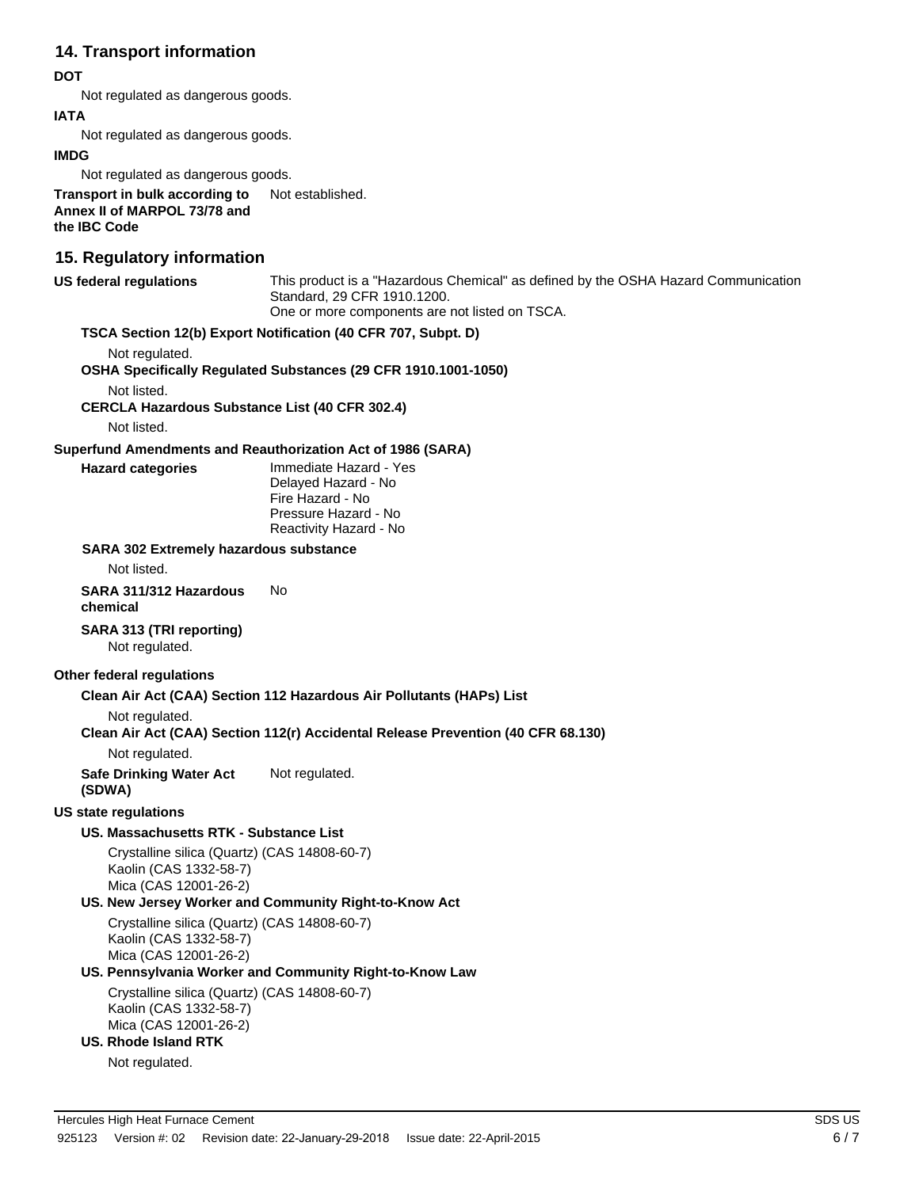## 14. Transport information

**DOT**

Not regulated as dangerous goods.

**IATA**

Not regulated as dangerous goods.

**IMDG**

Not regulated as dangerous goods.

**Transport in bulk according to Annex II of MARPOL 73/78 and the IBC Code** Not established.

## 15. Regulatory information

**US federal regulations** This product is a "Hazardous Chemical" as defined by the OSHA Hazard Communication Standard, 29 CFR 1910.1200.
One or more components are not listed on TSCA.

**TSCA Section 12(b) Export Notification (40 CFR 707, Subpt. D)**

Not regulated.

**OSHA Specifically Regulated Substances (29 CFR 1910.1001-1050)**

Not listed.

**CERCLA Hazardous Substance List (40 CFR 302.4)**

Not listed.

**Superfund Amendments and Reauthorization Act of 1986 (SARA)**

**Hazard categories**

Immediate Hazard - Yes
Delayed Hazard - No
Fire Hazard - No
Pressure Hazard - No
Reactivity Hazard - No

**SARA 302 Extremely hazardous substance**

Not listed.

**SARA 311/312 Hazardous chemical** No

**SARA 313 (TRI reporting)**

Not regulated.

**Other federal regulations**

**Clean Air Act (CAA) Section 112 Hazardous Air Pollutants (HAPs) List**

Not regulated.

**Clean Air Act (CAA) Section 112(r) Accidental Release Prevention (40 CFR 68.130)**

Not regulated.

**Safe Drinking Water Act (SDWA)** Not regulated.

**US state regulations**

**US. Massachusetts RTK - Substance List**

Crystalline silica (Quartz) (CAS 14808-60-7)
Kaolin (CAS 1332-58-7)
Mica (CAS 12001-26-2)

**US. New Jersey Worker and Community Right-to-Know Act**

Crystalline silica (Quartz) (CAS 14808-60-7)
Kaolin (CAS 1332-58-7)
Mica (CAS 12001-26-2)

**US. Pennsylvania Worker and Community Right-to-Know Law**

Crystalline silica (Quartz) (CAS 14808-60-7)
Kaolin (CAS 1332-58-7)
Mica (CAS 12001-26-2)

**US. Rhode Island RTK**

Not regulated.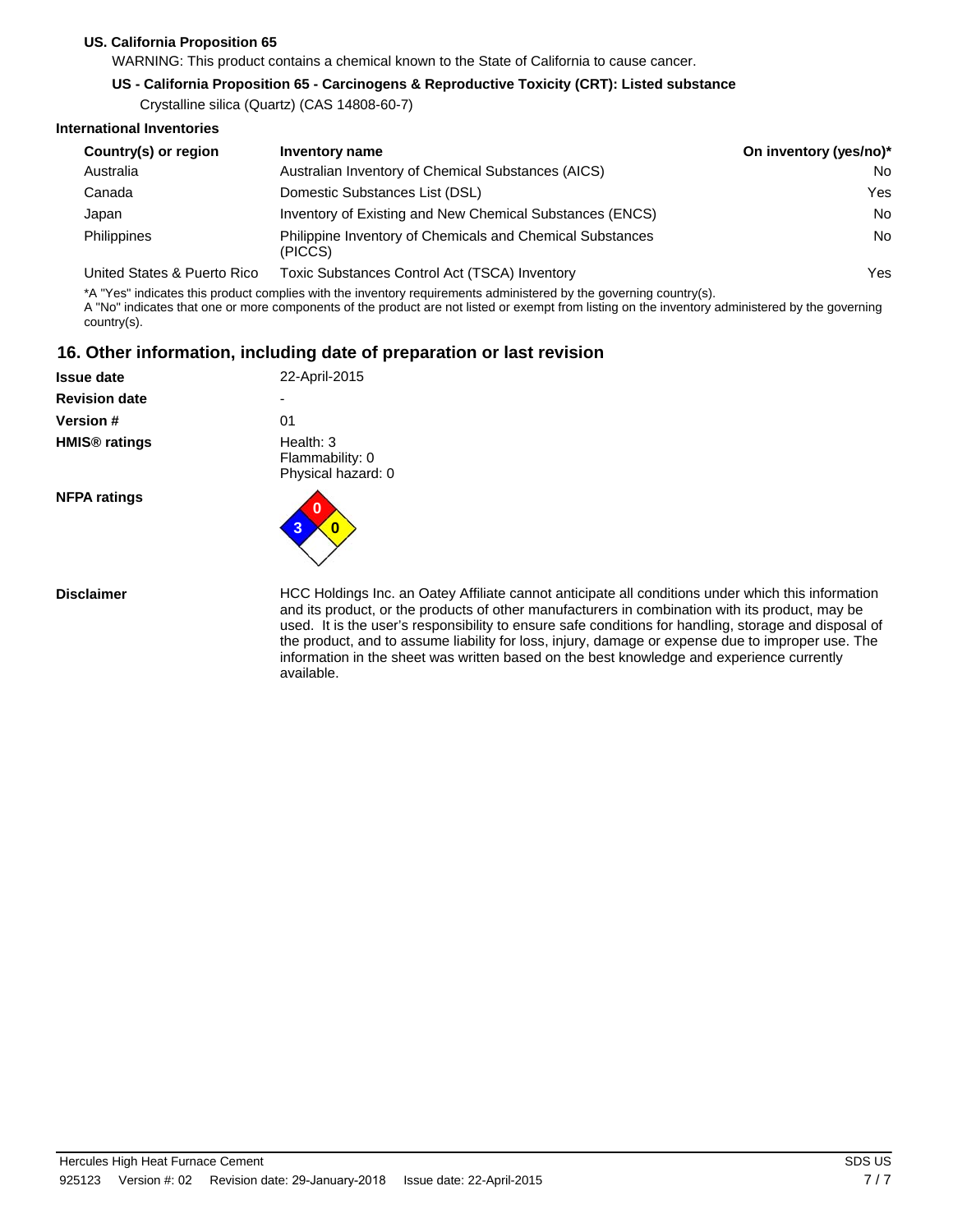**US. California Proposition 65**

WARNING: This product contains a chemical known to the State of California to cause cancer.

**US - California Proposition 65 - Carcinogens & Reproductive Toxicity (CRT): Listed substance**

Crystalline silica (Quartz) (CAS 14808-60-7)

**International Inventories**

| Country(s) or region | Inventory name | On inventory (yes/no)* |
|---|---|---|
| Australia | Australian Inventory of Chemical Substances (AICS) | No |
| Canada | Domestic Substances List (DSL) | Yes |
| Japan | Inventory of Existing and New Chemical Substances (ENCS) | No |
| Philippines | Philippine Inventory of Chemicals and Chemical Substances (PICCS) | No |
| United States & Puerto Rico | Toxic Substances Control Act (TSCA) Inventory | Yes |

*A "Yes" indicates this product complies with the inventory requirements administered by the governing country(s).
A "No" indicates that one or more components of the product are not listed or exempt from listing on the inventory administered by the governing country(s).

## 16. Other information, including date of preparation or last revision

**Issue date** 22-April-2015

**Revision date** -

**Version #** 01

**HMIS® ratings** Health: 3
Flammability: 0
Physical hazard: 0

**NFPA ratings** Health: 3, Flammability: 0, Instability: 0

**Disclaimer** HCC Holdings Inc. an Oatey Affiliate cannot anticipate all conditions under which this information and its product, or the products of other manufacturers in combination with its product, may be used. It is the user's responsibility to ensure safe conditions for handling, storage and disposal of the product, and to assume liability for loss, injury, damage or expense due to improper use. The information in the sheet was written based on the best knowledge and experience currently available.